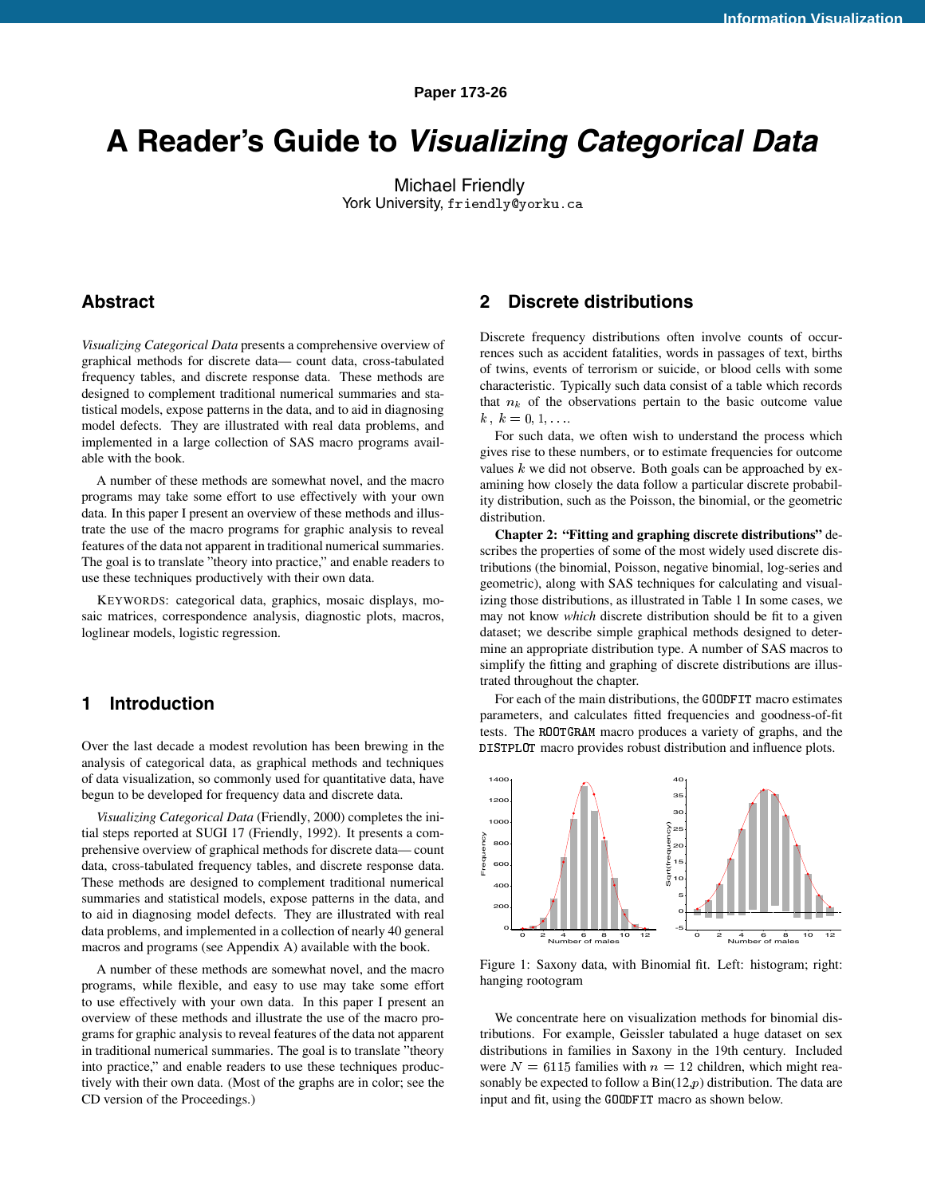Paper 173-26

# A Reader's Guide to *Visualizing Categorical Data*

Michael Friendly
York University, friendly@yorku.ca

## Abstract

*Visualizing Categorical Data* presents a comprehensive overview of graphical methods for discrete data— count data, cross-tabulated frequency tables, and discrete response data. These methods are designed to complement traditional numerical summaries and statistical models, expose patterns in the data, and to aid in diagnosing model defects. They are illustrated with real data problems, and implemented in a large collection of SAS macro programs available with the book.

A number of these methods are somewhat novel, and the macro programs may take some effort to use effectively with your own data. In this paper I present an overview of these methods and illustrate the use of the macro programs for graphic analysis to reveal features of the data not apparent in traditional numerical summaries. The goal is to translate "theory into practice," and enable readers to use these techniques productively with their own data.

KEYWORDS: categorical data, graphics, mosaic displays, mosaic matrices, correspondence analysis, diagnostic plots, macros, loglinear models, logistic regression.

## 1 Introduction

Over the last decade a modest revolution has been brewing in the analysis of categorical data, as graphical methods and techniques of data visualization, so commonly used for quantitative data, have begun to be developed for frequency data and discrete data.

*Visualizing Categorical Data* (Friendly, 2000) completes the initial steps reported at SUGI 17 (Friendly, 1992). It presents a comprehensive overview of graphical methods for discrete data— count data, cross-tabulated frequency tables, and discrete response data. These methods are designed to complement traditional numerical summaries and statistical models, expose patterns in the data, and to aid in diagnosing model defects. They are illustrated with real data problems, and implemented in a collection of nearly 40 general macros and programs (see Appendix A) available with the book.

A number of these methods are somewhat novel, and the macro programs, while flexible, and easy to use may take some effort to use effectively with your own data. In this paper I present an overview of these methods and illustrate the use of the macro programs for graphic analysis to reveal features of the data not apparent in traditional numerical summaries. The goal is to translate "theory into practice," and enable readers to use these techniques productively with their own data. (Most of the graphs are in color; see the CD version of the Proceedings.)

## 2 Discrete distributions

Discrete frequency distributions often involve counts of occurrences such as accident fatalities, words in passages of text, births of twins, events of terrorism or suicide, or blood cells with some characteristic. Typically such data consist of a table which records that $n_k$ of the observations pertain to the basic outcome value $k$, $k = 0, 1, \ldots$.

For such data, we often wish to understand the process which gives rise to these numbers, or to estimate frequencies for outcome values $k$ we did not observe. Both goals can be approached by examining how closely the data follow a particular discrete probability distribution, such as the Poisson, the binomial, or the geometric distribution.

**Chapter 2: "Fitting and graphing discrete distributions"** describes the properties of some of the most widely used discrete distributions (the binomial, Poisson, negative binomial, log-series and geometric), along with SAS techniques for calculating and visualizing those distributions, as illustrated in Table 1 In some cases, we may not know *which* discrete distribution should be fit to a given dataset; we describe simple graphical methods designed to determine an appropriate distribution type. A number of SAS macros to simplify the fitting and graphing of discrete distributions are illustrated throughout the chapter.

For each of the main distributions, the GOODFIT macro estimates parameters, and calculates fitted frequencies and goodness-of-fit tests. The ROOTGRAM macro produces a variety of graphs, and the DISTPLOT macro provides robust distribution and influence plots.

Figure 1: Saxony data, with Binomial fit. Left: histogram; right: hanging rootogram

We concentrate here on visualization methods for binomial distributions. For example, Geissler tabulated a huge dataset on sex distributions in families in Saxony in the 19th century. Included were $N = 6115$ families with $n = 12$ children, which might reasonably be expected to follow a Bin(12,$p$) distribution. The data are input and fit, using the GOODFIT macro as shown below.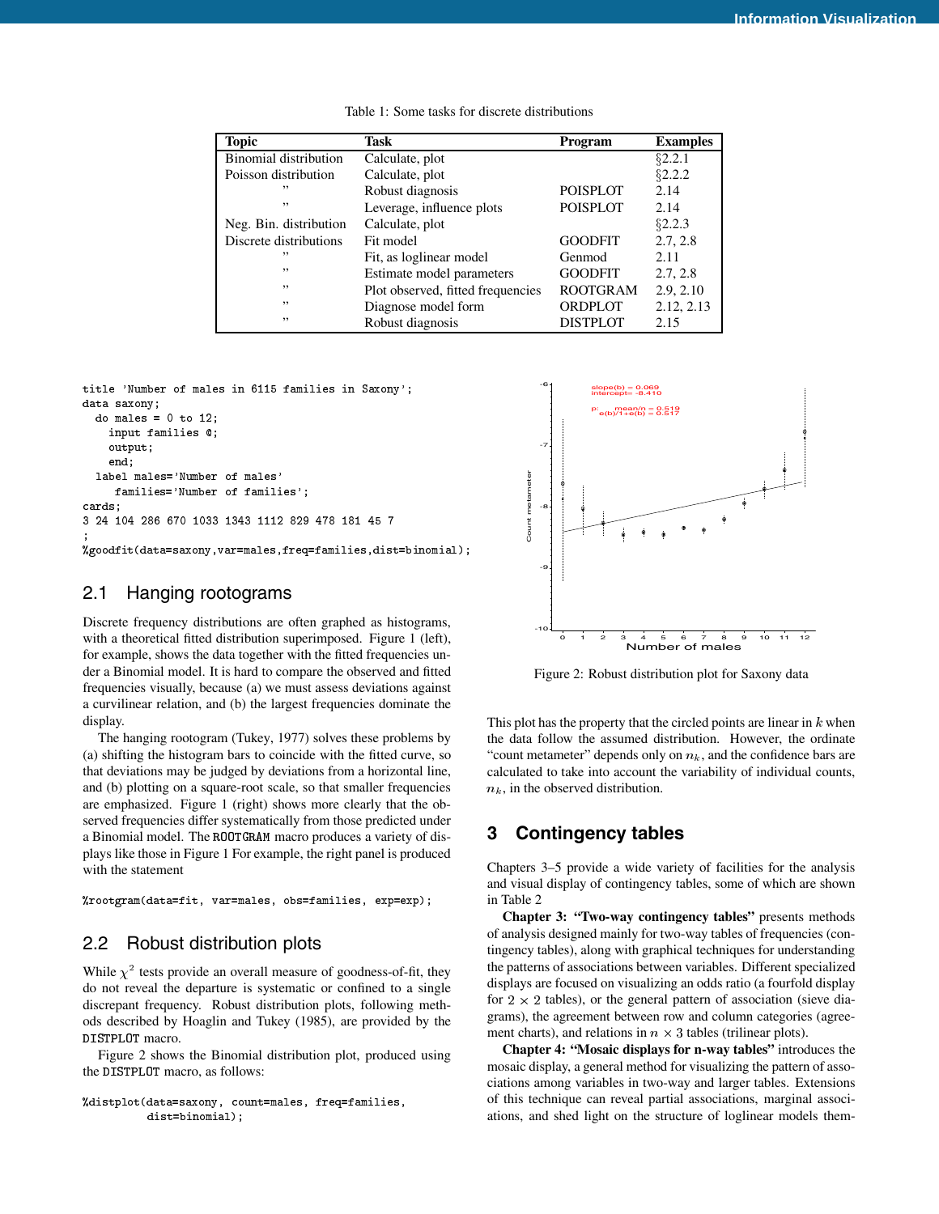Table 1: Some tasks for discrete distributions

| Topic | Task | Program | Examples |
|---|---|---|---|
| Binomial distribution | Calculate, plot | | §2.2.1 |
| Poisson distribution | Calculate, plot | | §2.2.2 |
| ” | Robust diagnosis | POISPLOT | 2.14 |
| ” | Leverage, influence plots | POISPLOT | 2.14 |
| Neg. Bin. distribution | Calculate, plot | | §2.2.3 |
| Discrete distributions | Fit model | GOODFIT | 2.7, 2.8 |
| ” | Fit, as loglinear model | Genmod | 2.11 |
| ” | Estimate model parameters | GOODFIT | 2.7, 2.8 |
| ” | Plot observed, fitted frequencies | ROOTGRAM | 2.9, 2.10 |
| ” | Diagnose model form | ORDPLOT | 2.12, 2.13 |
| ” | Robust diagnosis | DISTPLOT | 2.15 |

```
title 'Number of males in 6115 families in Saxony';
data saxony;
  do males = 0 to 12;
    input families @;
    output;
    end;
  label males='Number of males'
     families='Number of families';
cards;
3 24 104 286 670 1033 1343 1112 829 478 181 45 7
;
%goodfit(data=saxony,var=males,freq=families,dist=binomial);
```

## 2.1 Hanging rootograms

Discrete frequency distributions are often graphed as histograms, with a theoretical fitted distribution superimposed. Figure 1 (left), for example, shows the data together with the fitted frequencies under a Binomial model. It is hard to compare the observed and fitted frequencies visually, because (a) we must assess deviations against a curvilinear relation, and (b) the largest frequencies dominate the display.

The hanging rootogram (Tukey, 1977) solves these problems by (a) shifting the histogram bars to coincide with the fitted curve, so that deviations may be judged by deviations from a horizontal line, and (b) plotting on a square-root scale, so that smaller frequencies are emphasized. Figure 1 (right) shows more clearly that the observed frequencies differ systematically from those predicted under a Binomial model. The ROOTGRAM macro produces a variety of displays like those in Figure 1 For example, the right panel is produced with the statement

```
%rootgram(data=fit, var=males, obs=families, exp=exp);
```

## 2.2 Robust distribution plots

While $\chi^2$ tests provide an overall measure of goodness-of-fit, they do not reveal the departure is systematic or confined to a single discrepant frequency. Robust distribution plots, following methods described by Hoaglin and Tukey (1985), are provided by the DISTPLOT macro.

Figure 2 shows the Binomial distribution plot, produced using the DISTPLOT macro, as follows:

```
%distplot(data=saxony, count=males, freq=families,
          dist=binomial);
```

Figure 2: Robust distribution plot for Saxony data

This plot has the property that the circled points are linear in $k$ when the data follow the assumed distribution. However, the ordinate "count metameter" depends only on $n_k$, and the confidence bars are calculated to take into account the variability of individual counts, $n_k$, in the observed distribution.

# 3 Contingency tables

Chapters 3–5 provide a wide variety of facilities for the analysis and visual display of contingency tables, some of which are shown in Table 2

**Chapter 3: "Two-way contingency tables"** presents methods of analysis designed mainly for two-way tables of frequencies (contingency tables), along with graphical techniques for understanding the patterns of associations between variables. Different specialized displays are focused on visualizing an odds ratio (a fourfold display for $2 \times 2$ tables), or the general pattern of association (sieve diagrams), the agreement between row and column categories (agreement charts), and relations in $n \times 3$ tables (trilinear plots).

**Chapter 4: "Mosaic displays for n-way tables"** introduces the mosaic display, a general method for visualizing the pattern of associations among variables in two-way and larger tables. Extensions of this technique can reveal partial associations, marginal associations, and shed light on the structure of loglinear models them-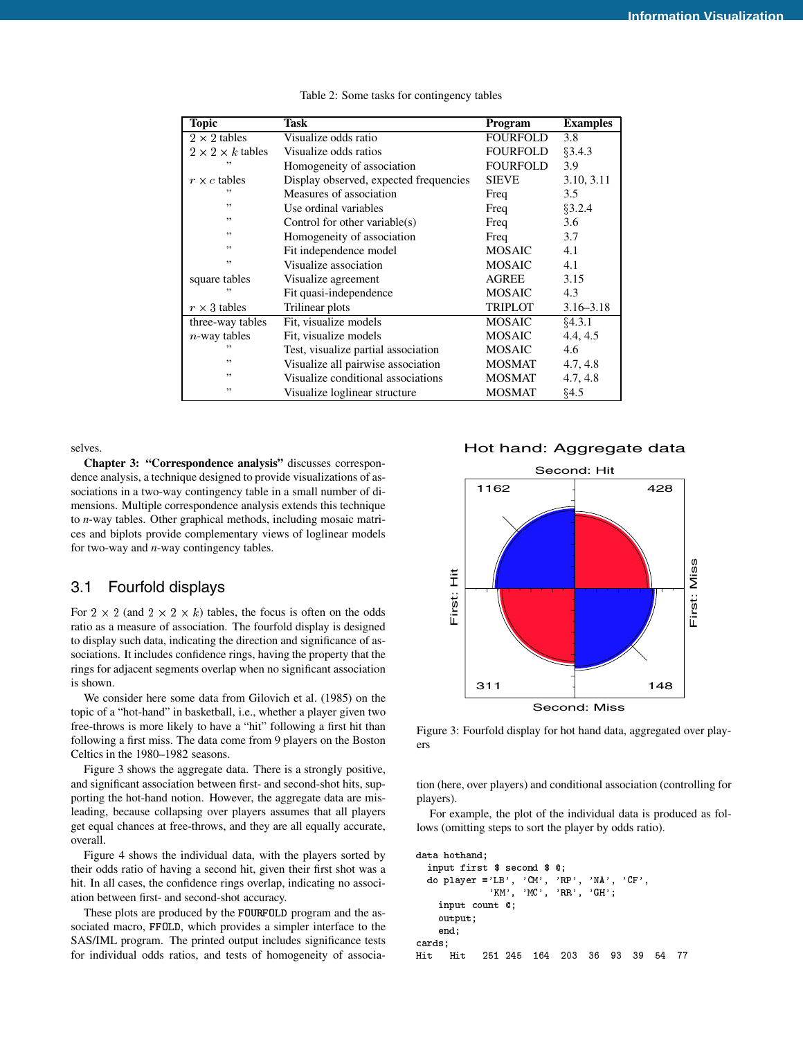Table 2: Some tasks for contingency tables

| Topic | Task | Program | Examples |
|---|---|---|---|
| $2 \times 2$ tables | Visualize odds ratio | FOURFOLD | 3.8 |
| $2 \times 2 \times k$ tables | Visualize odds ratios | FOURFOLD | §3.4.3 |
| " | Homogeneity of association | FOURFOLD | 3.9 |
| $r \times c$ tables | Display observed, expected frequencies | SIEVE | 3.10, 3.11 |
| " | Measures of association | Freq | 3.5 |
| " | Use ordinal variables | Freq | §3.2.4 |
| " | Control for other variable(s) | Freq | 3.6 |
| " | Homogeneity of association | Freq | 3.7 |
| " | Fit independence model | MOSAIC | 4.1 |
| " | Visualize association | MOSAIC | 4.1 |
| square tables | Visualize agreement | AGREE | 3.15 |
| " | Fit quasi-independence | MOSAIC | 4.3 |
| $r \times 3$ tables | Trilinear plots | TRIPLOT | 3.16–3.18 |
| three-way tables | Fit, visualize models | MOSAIC | §4.3.1 |
| $n$-way tables | Fit, visualize models | MOSAIC | 4.4, 4.5 |
| " | Test, visualize partial association | MOSAIC | 4.6 |
| " | Visualize all pairwise association | MOSMAT | 4.7, 4.8 |
| " | Visualize conditional associations | MOSMAT | 4.7, 4.8 |
| " | Visualize loglinear structure | MOSMAT | §4.5 |

selves.

**Chapter 3: "Correspondence analysis"** discusses correspondence analysis, a technique designed to provide visualizations of associations in a two-way contingency table in a small number of dimensions. Multiple correspondence analysis extends this technique to $n$-way tables. Other graphical methods, including mosaic matrices and biplots provide complementary views of loglinear models for two-way and $n$-way contingency tables.

## 3.1 Fourfold displays

For $2 \times 2$ (and $2 \times 2 \times k$) tables, the focus is often on the odds ratio as a measure of association. The fourfold display is designed to display such data, indicating the direction and significance of associations. It includes confidence rings, having the property that the rings for adjacent segments overlap when no significant association is shown.

We consider here some data from Gilovich et al. (1985) on the topic of a "hot-hand" in basketball, i.e., whether a player given two free-throws is more likely to have a "hit" following a first hit than following a first miss. The data come from 9 players on the Boston Celtics in the 1980–1982 seasons.

Figure 3 shows the aggregate data. There is a strongly positive, and significant association between first- and second-shot hits, supporting the hot-hand notion. However, the aggregate data are misleading, because collapsing over players assumes that all players get equal chances at free-throws, and they are all equally accurate, overall.

Figure 4 shows the individual data, with the players sorted by their odds ratio of having a second hit, given their first shot was a hit. In all cases, the confidence rings overlap, indicating no association between first- and second-shot accuracy.

These plots are produced by the FOURFOLD program and the associated macro, FFOLD, which provides a simpler interface to the SAS/IML program. The printed output includes significance tests for individual odds ratios, and tests of homogeneity of association (here, over players) and conditional association (controlling for players).

Figure 3: Fourfold display for hot hand data, aggregated over players

For example, the plot of the individual data is produced as follows (omitting steps to sort the player by odds ratio).

```
data hothand;
  input first $ second $ @;
  do player ='LB', 'CM', 'RP', 'NA', 'CF',
            'KM', 'MC', 'RR', 'GH';
    input count @;
    output;
    end;
cards;
Hit   Hit   251 245  164  203  36  93  39  54  77
```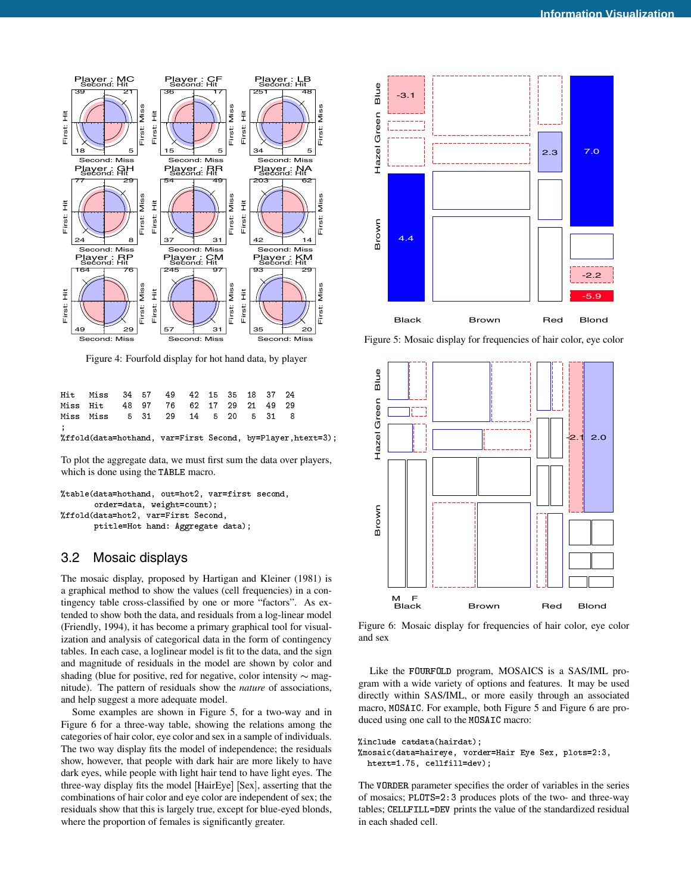Figure 4: Fourfold display for hot hand data, by player

```
Hit   Miss   34  57   49   42  15  35  18  37  24
Miss  Hit    48  97   76   62  17  29  21  49  29
Miss  Miss    5  31   29   14   5  20   5  31   8
;
%ffold(data=hothand, var=First Second, by=Player,htext=3);
```

To plot the aggregate data, we must first sum the data over players, which is done using the TABLE macro.

```
%table(data=hothand, out=hot2, var=first second,
       order=data, weight=count);
%ffold(data=hot2, var=First Second,
       ptitle=Hot hand: Aggregate data);
```

## 3.2 Mosaic displays

The mosaic display, proposed by Hartigan and Kleiner (1981) is a graphical method to show the values (cell frequencies) in a contingency table cross-classified by one or more "factors". As extended to show both the data, and residuals from a log-linear model (Friendly, 1994), it has become a primary graphical tool for visualization and analysis of categorical data in the form of contingency tables. In each case, a loglinear model is fit to the data, and the sign and magnitude of residuals in the model are shown by color and shading (blue for positive, red for negative, color intensity ∼ magnitude). The pattern of residuals show the *nature* of associations, and help suggest a more adequate model.

Some examples are shown in Figure 5, for a two-way and in Figure 6 for a three-way table, showing the relations among the categories of hair color, eye color and sex in a sample of individuals. The two way display fits the model of independence; the residuals show, however, that people with dark hair are more likely to have dark eyes, while people with light hair tend to have light eyes. The three-way display fits the model [HairEye] [Sex], asserting that the combinations of hair color and eye color are independent of sex; the residuals show that this is largely true, except for blue-eyed blonds, where the proportion of females is significantly greater.

Figure 5: Mosaic display for frequencies of hair color, eye color

Figure 6: Mosaic display for frequencies of hair color, eye color and sex

Like the FOURFOLD program, MOSAICS is a SAS/IML program with a wide variety of options and features. It may be used directly within SAS/IML, or more easily through an associated macro, MOSAIC. For example, both Figure 5 and Figure 6 are produced using one call to the MOSAIC macro:

```
%include catdata(hairdat);
%mosaic(data=haireye, vorder=Hair Eye Sex, plots=2:3,
  htext=1.75, cellfill=dev);
```

The VORDER parameter specifies the order of variables in the series of mosaics; PLOTS=2:3 produces plots of the two- and three-way tables; CELLFILL=DEV prints the value of the standardized residual in each shaded cell.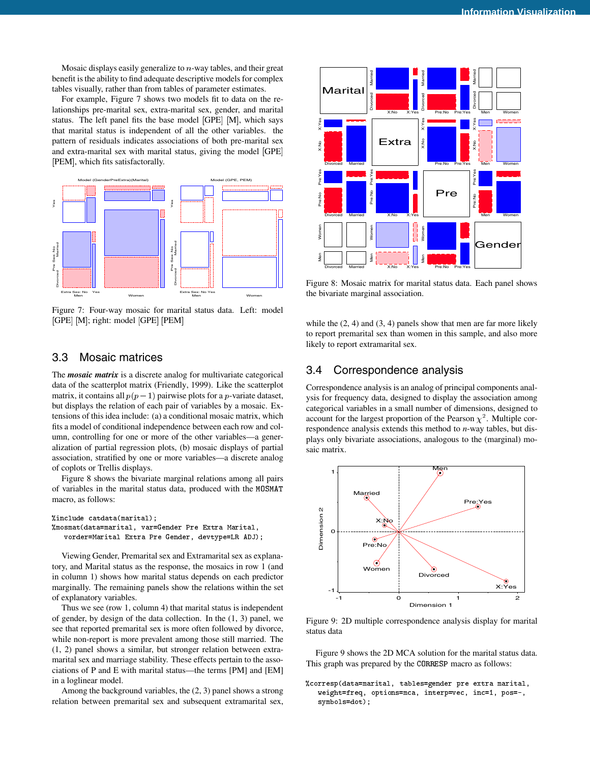Mosaic displays easily generalize to $n$-way tables, and their great benefit is the ability to find adequate descriptive models for complex tables visually, rather than from tables of parameter estimates.

For example, Figure 7 shows two models fit to data on the relationships pre-marital sex, extra-marital sex, gender, and marital status. The left panel fits the base model [GPE] [M], which says that marital status is independent of all the other variables. the pattern of residuals indicates associations of both pre-marital sex and extra-marital sex with marital status, giving the model [GPE] [PEM], which fits satisfactorily.

Figure 7: Four-way mosaic for marital status data. Left: model [GPE] [M]; right: model [GPE] [PEM]

## 3.3 Mosaic matrices

The ***mosaic matrix*** is a discrete analog for multivariate categorical data of the scatterplot matrix (Friendly, 1999). Like the scatterplot matrix, it contains all $p(p-1)$ pairwise plots for a $p$-variate dataset, but displays the relation of each pair of variables by a mosaic. Extensions of this idea include: (a) a conditional mosaic matrix, which fits a model of conditional independence between each row and column, controlling for one or more of the other variables—a generalization of partial regression plots, (b) mosaic displays of partial association, stratified by one or more variables—a discrete analog of coplots or Trellis displays.

Figure 8 shows the bivariate marginal relations among all pairs of variables in the marital status data, produced with the MOSMAT macro, as follows:

```
%include catdata(marital);
%mosmat(data=marital, var=Gender Pre Extra Marital,
   vorder=Marital Extra Pre Gender, devtype=LR ADJ);
```

Viewing Gender, Premarital sex and Extramarital sex as explanatory, and Marital status as the response, the mosaics in row 1 (and in column 1) shows how marital status depends on each predictor marginally. The remaining panels show the relations within the set of explanatory variables.

Thus we see (row 1, column 4) that marital status is independent of gender, by design of the data collection. In the (1, 3) panel, we see that reported premarital sex is more often followed by divorce, while non-report is more prevalent among those still married. The (1, 2) panel shows a similar, but stronger relation between extramarital sex and marriage stability. These effects pertain to the associations of P and E with marital status—the terms [PM] and [EM] in a loglinear model.

Among the background variables, the (2, 3) panel shows a strong relation between premarital sex and subsequent extramarital sex,

Figure 8: Mosaic matrix for marital status data. Each panel shows the bivariate marginal association.

while the (2, 4) and (3, 4) panels show that men are far more likely to report premarital sex than women in this sample, and also more likely to report extramarital sex.

## 3.4 Correspondence analysis

Correspondence analysis is an analog of principal components analysis for frequency data, designed to display the association among categorical variables in a small number of dimensions, designed to account for the largest proportion of the Pearson $\chi^2$. Multiple correspondence analysis extends this method to $n$-way tables, but displays only bivariate associations, analogous to the (marginal) mosaic matrix.

Figure 9: 2D multiple correspondence analysis display for marital status data

Figure 9 shows the 2D MCA solution for the marital status data. This graph was prepared by the CORRESP macro as follows:

```
%corresp(data=marital, tables=gender pre extra marital,
   weight=freq, options=mca, interp=vec, inc=1, pos=-,
   symbols=dot);
```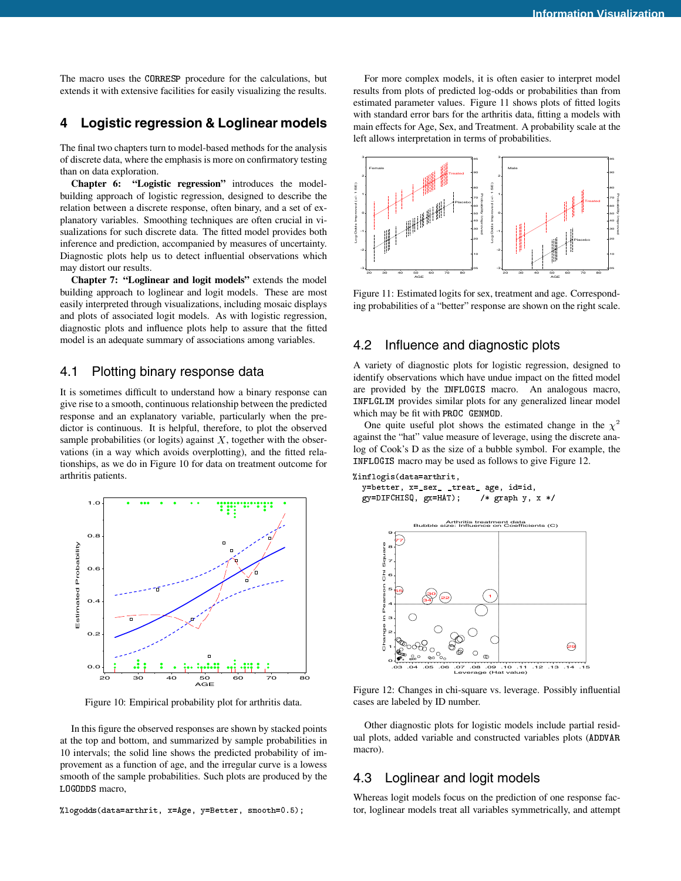The macro uses the CORRESP procedure for the calculations, but extends it with extensive facilities for easily visualizing the results.

## 4 Logistic regression & Loglinear models

The final two chapters turn to model-based methods for the analysis of discrete data, where the emphasis is more on confirmatory testing than on data exploration.

**Chapter 6: "Logistic regression"** introduces the model-building approach of logistic regression, designed to describe the relation between a discrete response, often binary, and a set of explanatory variables. Smoothing techniques are often crucial in visualizations for such discrete data. The fitted model provides both inference and prediction, accompanied by measures of uncertainty. Diagnostic plots help us to detect influential observations which may distort our results.

**Chapter 7: "Loglinear and logit models"** extends the model building approach to loglinear and logit models. These are most easily interpreted through visualizations, including mosaic displays and plots of associated logit models. As with logistic regression, diagnostic plots and influence plots help to assure that the fitted model is an adequate summary of associations among variables.

### 4.1 Plotting binary response data

It is sometimes difficult to understand how a binary response can give rise to a smooth, continuous relationship between the predicted response and an explanatory variable, particularly when the predictor is continuous. It is helpful, therefore, to plot the observed sample probabilities (or logits) against $X$, together with the observations (in a way which avoids overplotting), and the fitted relationships, as we do in Figure 10 for data on treatment outcome for arthritis patients.

Figure 10: Empirical probability plot for arthritis data.

In this figure the observed responses are shown by stacked points at the top and bottom, and summarized by sample probabilities in 10 intervals; the solid line shows the predicted probability of improvement as a function of age, and the irregular curve is a lowess smooth of the sample probabilities. Such plots are produced by the LOGODDS macro,

```
%logodds(data=arthrit, x=Age, y=Better, smooth=0.5);
```

For more complex models, it is often easier to interpret model results from plots of predicted log-odds or probabilities than from estimated parameter values. Figure 11 shows plots of fitted logits with standard error bars for the arthritis data, fitting a models with main effects for Age, Sex, and Treatment. A probability scale at the left allows interpretation in terms of probabilities.

Figure 11: Estimated logits for sex, treatment and age. Corresponding probabilities of a "better" response are shown on the right scale.

### 4.2 Influence and diagnostic plots

A variety of diagnostic plots for logistic regression, designed to identify observations which have undue impact on the fitted model are provided by the INFLOGIS macro. An analogous macro, INFLGLIM provides similar plots for any generalized linear model which may be fit with PROC GENMOD.

One quite useful plot shows the estimated change in the $\chi^2$ against the "hat" value measure of leverage, using the discrete analog of Cook's D as the size of a bubble symbol. For example, the INFLOGIS macro may be used as follows to give Figure 12.

```
%inflogis(data=arthrit,
  y=better, x=_sex_ _treat_ age, id=id,
  gy=DIFCHISQ, gx=HAT);     /* graph y, x */
```

Figure 12: Changes in chi-square vs. leverage. Possibly influential cases are labeled by ID number.

Other diagnostic plots for logistic models include partial residual plots, added variable and constructed variables plots (ADDVAR macro).

### 4.3 Loglinear and logit models

Whereas logit models focus on the prediction of one response factor, loglinear models treat all variables symmetrically, and attempt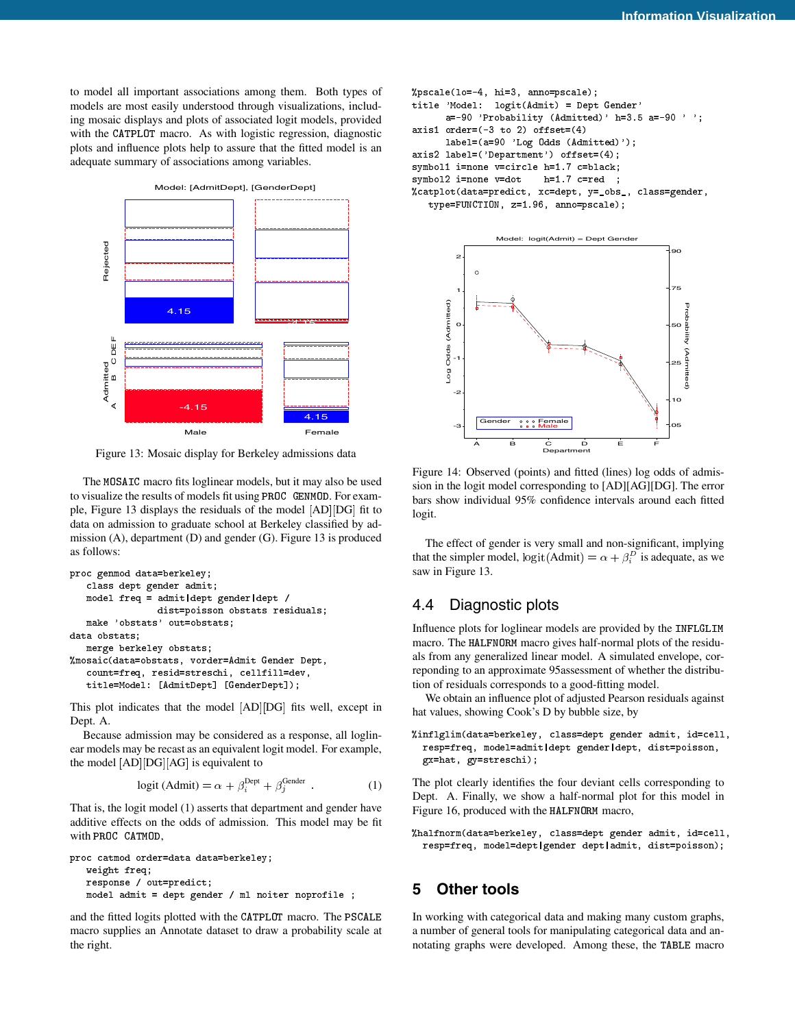to model all important associations among them. Both types of models are most easily understood through visualizations, including mosaic displays and plots of associated logit models, provided with the CATPLOT macro. As with logistic regression, diagnostic plots and influence plots help to assure that the fitted model is an adequate summary of associations among variables.

Figure 13: Mosaic display for Berkeley admissions data

The MOSAIC macro fits loglinear models, but it may also be used to visualize the results of models fit using PROC GENMOD. For example, Figure 13 displays the residuals of the model [AD][DG] fit to data on admission to graduate school at Berkeley classified by admission (A), department (D) and gender (G). Figure 13 is produced as follows:

```
proc genmod data=berkeley;
   class dept gender admit;
   model freq = admit|dept gender|dept /
                dist=poisson obstats residuals;
   make 'obstats' out=obstats;
data obstats;
   merge berkeley obstats;
%mosaic(data=obstats, vorder=Admit Gender Dept,
   count=freq, resid=streschi, cellfill=dev,
   title=Model: [AdmitDept] [GenderDept]);
```

This plot indicates that the model [AD][DG] fits well, except in Dept. A.

Because admission may be considered as a response, all loglinear models may be recast as an equivalent logit model. For example, the model [AD][DG][AG] is equivalent to

$$\text{logit (Admit)} = \alpha + \beta_i^{\text{Dept}} + \beta_j^{\text{Gender}} \quad . \qquad (1)$$

That is, the logit model (1) asserts that department and gender have additive effects on the odds of admission. This model may be fit with PROC CATMOD,

```
proc catmod order=data data=berkeley;
   weight freq;
   response / out=predict;
   model admit = dept gender / ml noiter noprofile ;
```

and the fitted logits plotted with the CATPLOT macro. The PSCALE macro supplies an Annotate dataset to draw a probability scale at the right.

```
%pscale(lo=-4, hi=3, anno=pscale);
title 'Model:  logit(Admit) = Dept Gender'
      a=-90 'Probability (Admitted)' h=3.5 a=-90 ' ';
axis1 order=(-3 to 2) offset=(4)
      label=(a=90 'Log Odds (Admitted)');
axis2 label=('Department') offset=(4);
symbol1 i=none v=circle h=1.7 c=black;
symbol2 i=none v=dot    h=1.7 c=red  ;
%catplot(data=predict, xc=dept, y=_obs_, class=gender,
   type=FUNCTION, z=1.96, anno=pscale);
```

Figure 14: Observed (points) and fitted (lines) log odds of admission in the logit model corresponding to [AD][AG][DG]. The error bars show individual 95% confidence intervals around each fitted logit.

The effect of gender is very small and non-significant, implying that the simpler model, $\text{logit}(\text{Admit}) = \alpha + \beta_i^D$ is adequate, as we saw in Figure 13.

## 4.4 Diagnostic plots

Influence plots for loglinear models are provided by the INFLGLIM macro. The HALFNORM macro gives half-normal plots of the residuals from any generalized linear model. A simulated envelope, correponding to an approximate 95assessment of whether the distribution of residuals corresponds to a good-fitting model.

We obtain an influence plot of adjusted Pearson residuals against hat values, showing Cook's D by bubble size, by

```
%inflglim(data=berkeley, class=dept gender admit, id=cell,
  resp=freq, model=admit|dept gender|dept, dist=poisson,
  gx=hat, gy=streschi);
```

The plot clearly identifies the four deviant cells corresponding to Dept. A. Finally, we show a half-normal plot for this model in Figure 16, produced with the HALFNORM macro,

```
%halfnorm(data=berkeley, class=dept gender admit, id=cell,
  resp=freq, model=dept|gender dept|admit, dist=poisson);
```

# 5 Other tools

In working with categorical data and making many custom graphs, a number of general tools for manipulating categorical data and annotating graphs were developed. Among these, the TABLE macro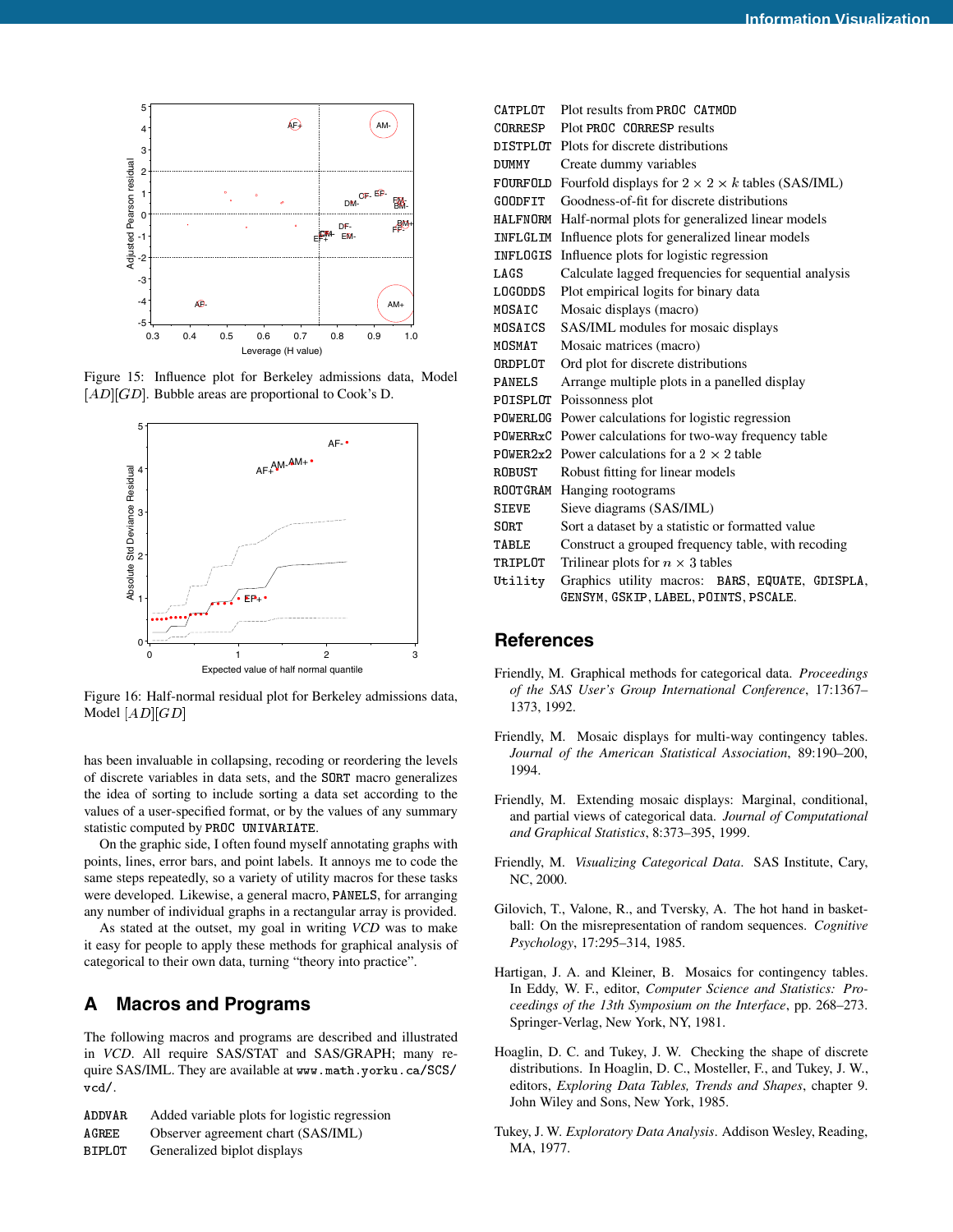5
4
3
2
1
0
-1
-2
-3
-4
-5

AF+
AM-
CF- EF-
DM-
FM-
BM-
DF-
CM EM-
EF+
BM+
FF-
AF-
AM+

0.3 0.4 0.5 0.6 0.7 0.8 0.9 1.0

Leverage (H value)

Adjusted Pearson residual

Figure 15: Influence plot for Berkeley admissions data, Model $[AD][GD]$. Bubble areas are proportional to Cook's D.

5
4
3
2
1
0

AF-
AF+ AM- AM+
EF+

0 1 2 3

Expected value of half normal quantile

Absolute Std Deviance Residual

Figure 16: Half-normal residual plot for Berkeley admissions data, Model $[AD][GD]$

has been invaluable in collapsing, recoding or reordering the levels of discrete variables in data sets, and the `SORT` macro generalizes the idea of sorting to include sorting a data set according to the values of a user-specified format, or by the values of any summary statistic computed by `PROC UNIVARIATE`.

On the graphic side, I often found myself annotating graphs with points, lines, error bars, and point labels. It annoys me to code the same steps repeatedly, so a variety of utility macros for these tasks were developed. Likewise, a general macro, `PANELS`, for arranging any number of individual graphs in a rectangular array is provided.

As stated at the outset, my goal in writing *VCD* was to make it easy for people to apply these methods for graphical analysis of categorical to their own data, turning "theory into practice".

## A Macros and Programs

The following macros and programs are described and illustrated in *VCD*. All require SAS/STAT and SAS/GRAPH; many require SAS/IML. They are available at `www.math.yorku.ca/SCS/vcd/`.

| | |
|---|---|
| `ADDVAR` | Added variable plots for logistic regression |
| `AGREE` | Observer agreement chart (SAS/IML) |
| `BIPLOT` | Generalized biplot displays |
| `CATPLOT` | Plot results from `PROC CATMOD` |
| `CORRESP` | Plot `PROC CORRESP` results |
| `DISTPLOT` | Plots for discrete distributions |
| `DUMMY` | Create dummy variables |
| `FOURFOLD` | Fourfold displays for $2 \times 2 \times k$ tables (SAS/IML) |
| `GOODFIT` | Goodness-of-fit for discrete distributions |
| `HALFNORM` | Half-normal plots for generalized linear models |
| `INFLGLIM` | Influence plots for generalized linear models |
| `INFLOGIS` | Influence plots for logistic regression |
| `LAGS` | Calculate lagged frequencies for sequential analysis |
| `LOGODDS` | Plot empirical logits for binary data |
| `MOSAIC` | Mosaic displays (macro) |
| `MOSAICS` | SAS/IML modules for mosaic displays |
| `MOSMAT` | Mosaic matrices (macro) |
| `ORDPLOT` | Ord plot for discrete distributions |
| `PANELS` | Arrange multiple plots in a panelled display |
| `POISPLOT` | Poissonness plot |
| `POWERLOG` | Power calculations for logistic regression |
| `POWERRxC` | Power calculations for two-way frequency table |
| `POWER2x2` | Power calculations for a $2 \times 2$ table |
| `ROBUST` | Robust fitting for linear models |
| `ROOTGRAM` | Hanging rootograms |
| `SIEVE` | Sieve diagrams (SAS/IML) |
| `SORT` | Sort a dataset by a statistic or formatted value |
| `TABLE` | Construct a grouped frequency table, with recoding |
| `TRIPLOT` | Trilinear plots for $n \times 3$ tables |
| `Utility` | Graphics utility macros: `BARS`, `EQUATE`, `GDISPLA`, `GENSYM`, `GSKIP`, `LABEL`, `POINTS`, `PSCALE`. |

## References

Friendly, M. Graphical methods for categorical data. *Proceedings of the SAS User's Group International Conference*, 17:1367–1373, 1992.

Friendly, M. Mosaic displays for multi-way contingency tables. *Journal of the American Statistical Association*, 89:190–200, 1994.

Friendly, M. Extending mosaic displays: Marginal, conditional, and partial views of categorical data. *Journal of Computational and Graphical Statistics*, 8:373–395, 1999.

Friendly, M. *Visualizing Categorical Data*. SAS Institute, Cary, NC, 2000.

Gilovich, T., Valone, R., and Tversky, A. The hot hand in basketball: On the misrepresentation of random sequences. *Cognitive Psychology*, 17:295–314, 1985.

Hartigan, J. A. and Kleiner, B. Mosaics for contingency tables. In Eddy, W. F., editor, *Computer Science and Statistics: Proceedings of the 13th Symposium on the Interface*, pp. 268–273. Springer-Verlag, New York, NY, 1981.

Hoaglin, D. C. and Tukey, J. W. Checking the shape of discrete distributions. In Hoaglin, D. C., Mosteller, F., and Tukey, J. W., editors, *Exploring Data Tables, Trends and Shapes*, chapter 9. John Wiley and Sons, New York, 1985.

Tukey, J. W. *Exploratory Data Analysis*. Addison Wesley, Reading, MA, 1977.